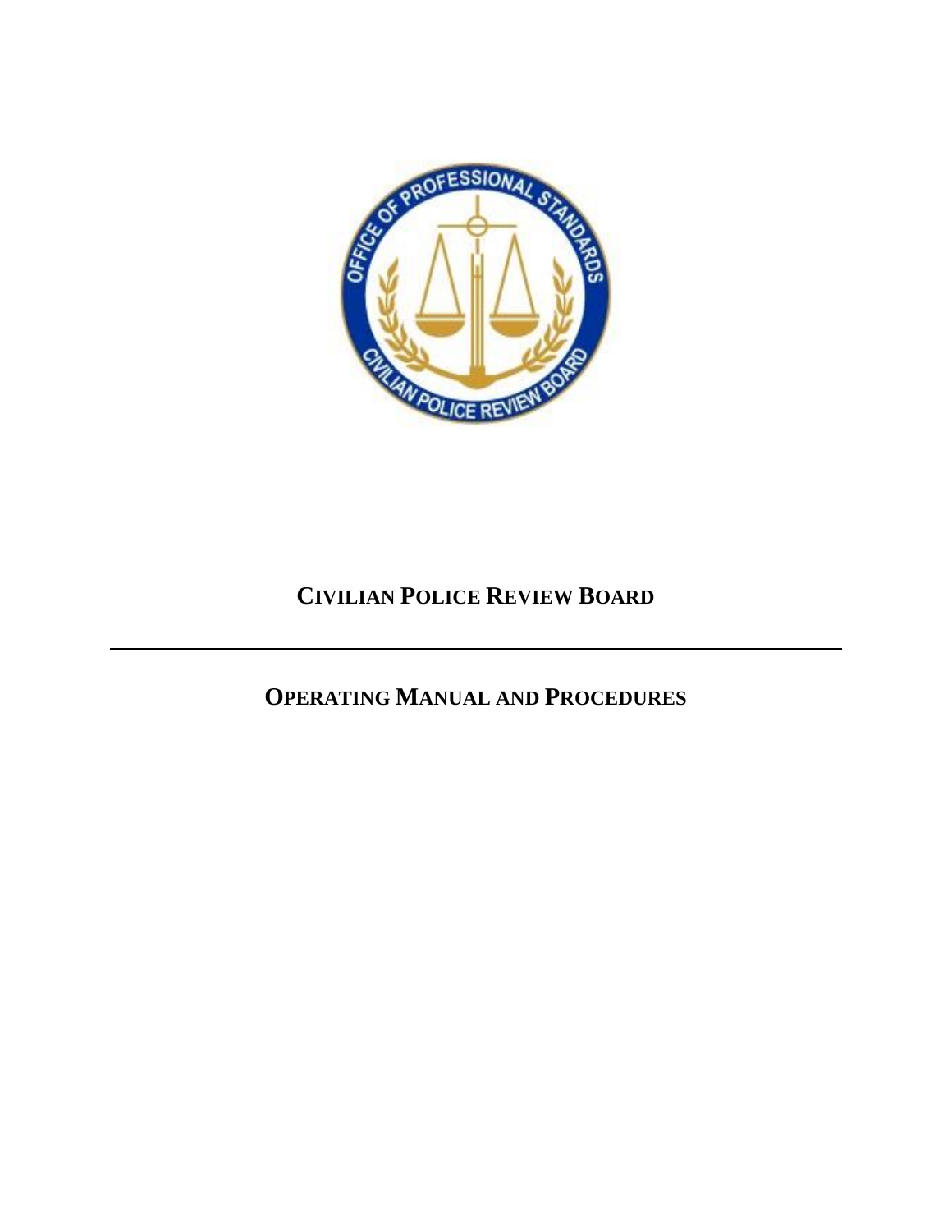# CIVILIAN POLICE REVIEW BOARD

---

## OPERATING MANUAL AND PROCEDURES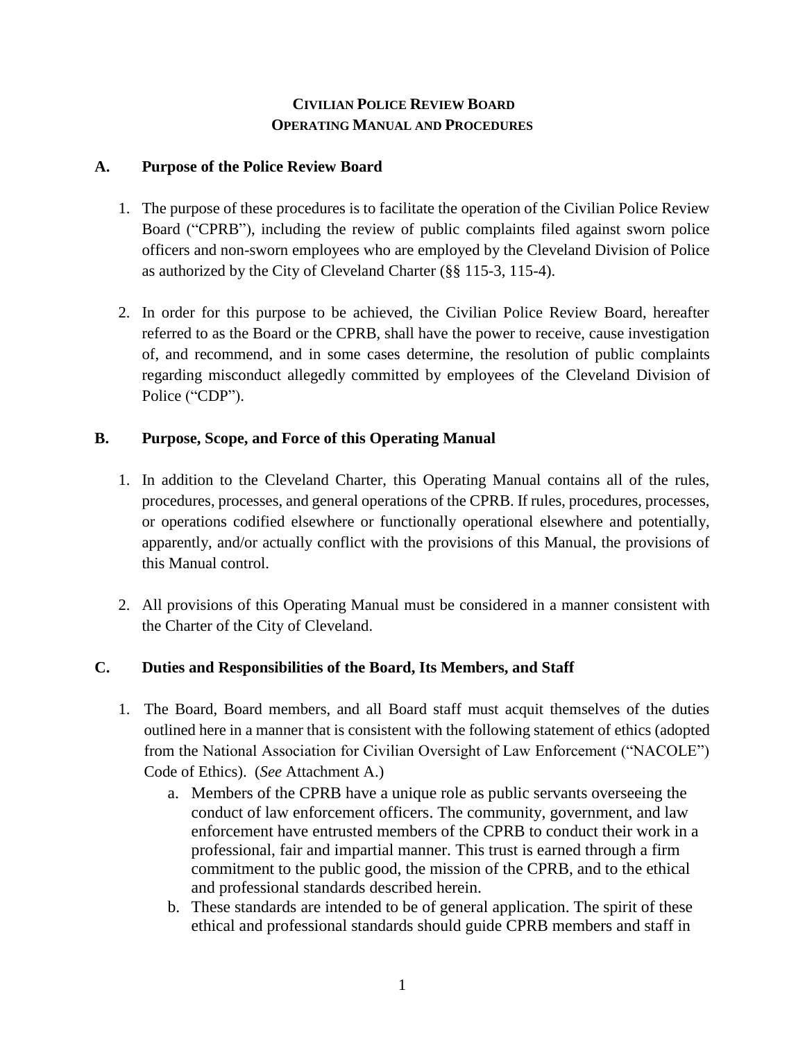## CIVILIAN POLICE REVIEW BOARD
## OPERATING MANUAL AND PROCEDURES

### A. Purpose of the Police Review Board

1. The purpose of these procedures is to facilitate the operation of the Civilian Police Review Board ("CPRB"), including the review of public complaints filed against sworn police officers and non-sworn employees who are employed by the Cleveland Division of Police as authorized by the City of Cleveland Charter (§§ 115-3, 115-4).

2. In order for this purpose to be achieved, the Civilian Police Review Board, hereafter referred to as the Board or the CPRB, shall have the power to receive, cause investigation of, and recommend, and in some cases determine, the resolution of public complaints regarding misconduct allegedly committed by employees of the Cleveland Division of Police ("CDP").

### B. Purpose, Scope, and Force of this Operating Manual

1. In addition to the Cleveland Charter, this Operating Manual contains all of the rules, procedures, processes, and general operations of the CPRB. If rules, procedures, processes, or operations codified elsewhere or functionally operational elsewhere and potentially, apparently, and/or actually conflict with the provisions of this Manual, the provisions of this Manual control.

2. All provisions of this Operating Manual must be considered in a manner consistent with the Charter of the City of Cleveland.

### C. Duties and Responsibilities of the Board, Its Members, and Staff

1. The Board, Board members, and all Board staff must acquit themselves of the duties outlined here in a manner that is consistent with the following statement of ethics (adopted from the National Association for Civilian Oversight of Law Enforcement ("NACOLE") Code of Ethics). (*See* Attachment A.)
   a. Members of the CPRB have a unique role as public servants overseeing the conduct of law enforcement officers. The community, government, and law enforcement have entrusted members of the CPRB to conduct their work in a professional, fair and impartial manner. This trust is earned through a firm commitment to the public good, the mission of the CPRB, and to the ethical and professional standards described herein.
   b. These standards are intended to be of general application. The spirit of these ethical and professional standards should guide CPRB members and staff in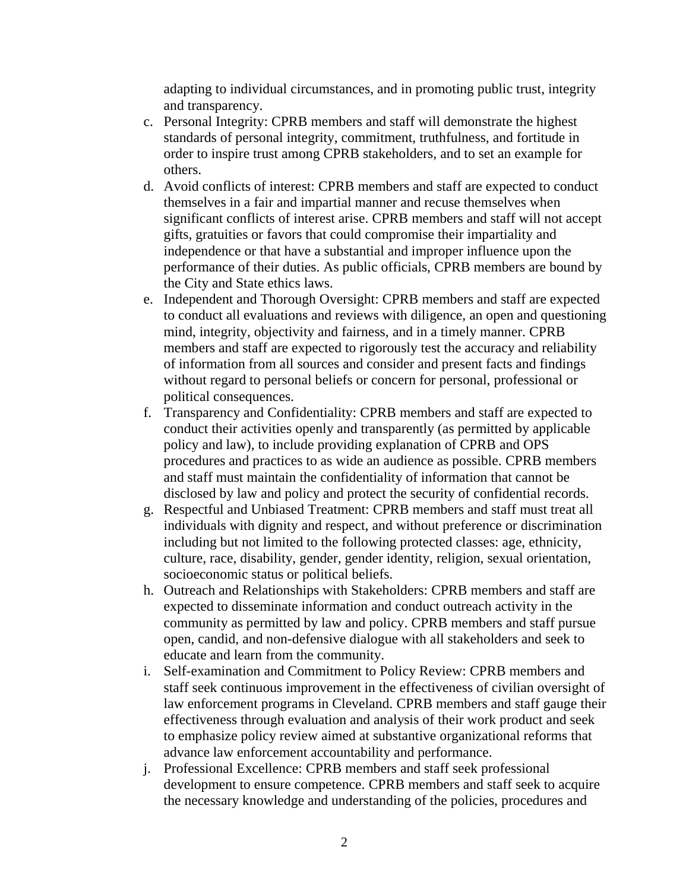adapting to individual circumstances, and in promoting public trust, integrity and transparency.

c. Personal Integrity: CPRB members and staff will demonstrate the highest standards of personal integrity, commitment, truthfulness, and fortitude in order to inspire trust among CPRB stakeholders, and to set an example for others.
d. Avoid conflicts of interest: CPRB members and staff are expected to conduct themselves in a fair and impartial manner and recuse themselves when significant conflicts of interest arise. CPRB members and staff will not accept gifts, gratuities or favors that could compromise their impartiality and independence or that have a substantial and improper influence upon the performance of their duties. As public officials, CPRB members are bound by the City and State ethics laws.
e. Independent and Thorough Oversight: CPRB members and staff are expected to conduct all evaluations and reviews with diligence, an open and questioning mind, integrity, objectivity and fairness, and in a timely manner. CPRB members and staff are expected to rigorously test the accuracy and reliability of information from all sources and consider and present facts and findings without regard to personal beliefs or concern for personal, professional or political consequences.
f. Transparency and Confidentiality: CPRB members and staff are expected to conduct their activities openly and transparently (as permitted by applicable policy and law), to include providing explanation of CPRB and OPS procedures and practices to as wide an audience as possible. CPRB members and staff must maintain the confidentiality of information that cannot be disclosed by law and policy and protect the security of confidential records.
g. Respectful and Unbiased Treatment: CPRB members and staff must treat all individuals with dignity and respect, and without preference or discrimination including but not limited to the following protected classes: age, ethnicity, culture, race, disability, gender, gender identity, religion, sexual orientation, socioeconomic status or political beliefs.
h. Outreach and Relationships with Stakeholders: CPRB members and staff are expected to disseminate information and conduct outreach activity in the community as permitted by law and policy. CPRB members and staff pursue open, candid, and non-defensive dialogue with all stakeholders and seek to educate and learn from the community.
i. Self-examination and Commitment to Policy Review: CPRB members and staff seek continuous improvement in the effectiveness of civilian oversight of law enforcement programs in Cleveland. CPRB members and staff gauge their effectiveness through evaluation and analysis of their work product and seek to emphasize policy review aimed at substantive organizational reforms that advance law enforcement accountability and performance.
j. Professional Excellence: CPRB members and staff seek professional development to ensure competence. CPRB members and staff seek to acquire the necessary knowledge and understanding of the policies, procedures and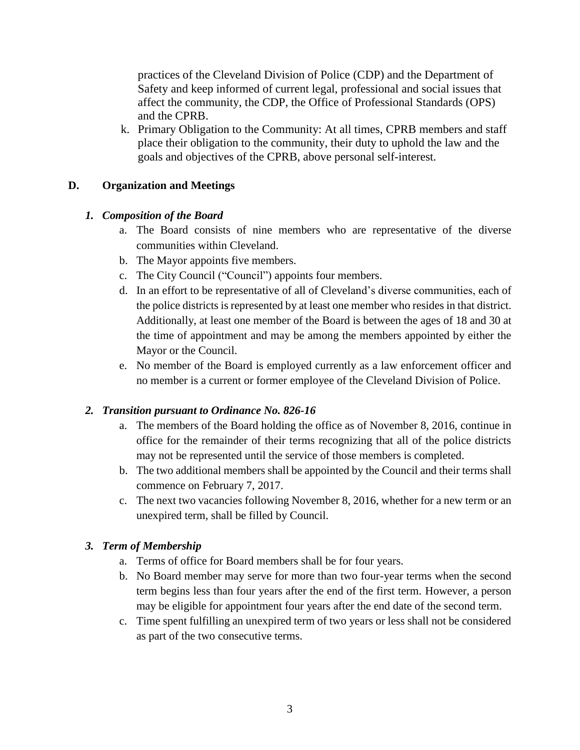practices of the Cleveland Division of Police (CDP) and the Department of Safety and keep informed of current legal, professional and social issues that affect the community, the CDP, the Office of Professional Standards (OPS) and the CPRB.

k. Primary Obligation to the Community: At all times, CPRB members and staff place their obligation to the community, their duty to uphold the law and the goals and objectives of the CPRB, above personal self-interest.

## D. Organization and Meetings

### *1. Composition of the Board*

a. The Board consists of nine members who are representative of the diverse communities within Cleveland.
b. The Mayor appoints five members.
c. The City Council ("Council") appoints four members.
d. In an effort to be representative of all of Cleveland's diverse communities, each of the police districts is represented by at least one member who resides in that district. Additionally, at least one member of the Board is between the ages of 18 and 30 at the time of appointment and may be among the members appointed by either the Mayor or the Council.
e. No member of the Board is employed currently as a law enforcement officer and no member is a current or former employee of the Cleveland Division of Police.

### *2. Transition pursuant to Ordinance No. 826-16*

a. The members of the Board holding the office as of November 8, 2016, continue in office for the remainder of their terms recognizing that all of the police districts may not be represented until the service of those members is completed.
b. The two additional members shall be appointed by the Council and their terms shall commence on February 7, 2017.
c. The next two vacancies following November 8, 2016, whether for a new term or an unexpired term, shall be filled by Council.

### *3. Term of Membership*

a. Terms of office for Board members shall be for four years.
b. No Board member may serve for more than two four-year terms when the second term begins less than four years after the end of the first term. However, a person may be eligible for appointment four years after the end date of the second term.
c. Time spent fulfilling an unexpired term of two years or less shall not be considered as part of the two consecutive terms.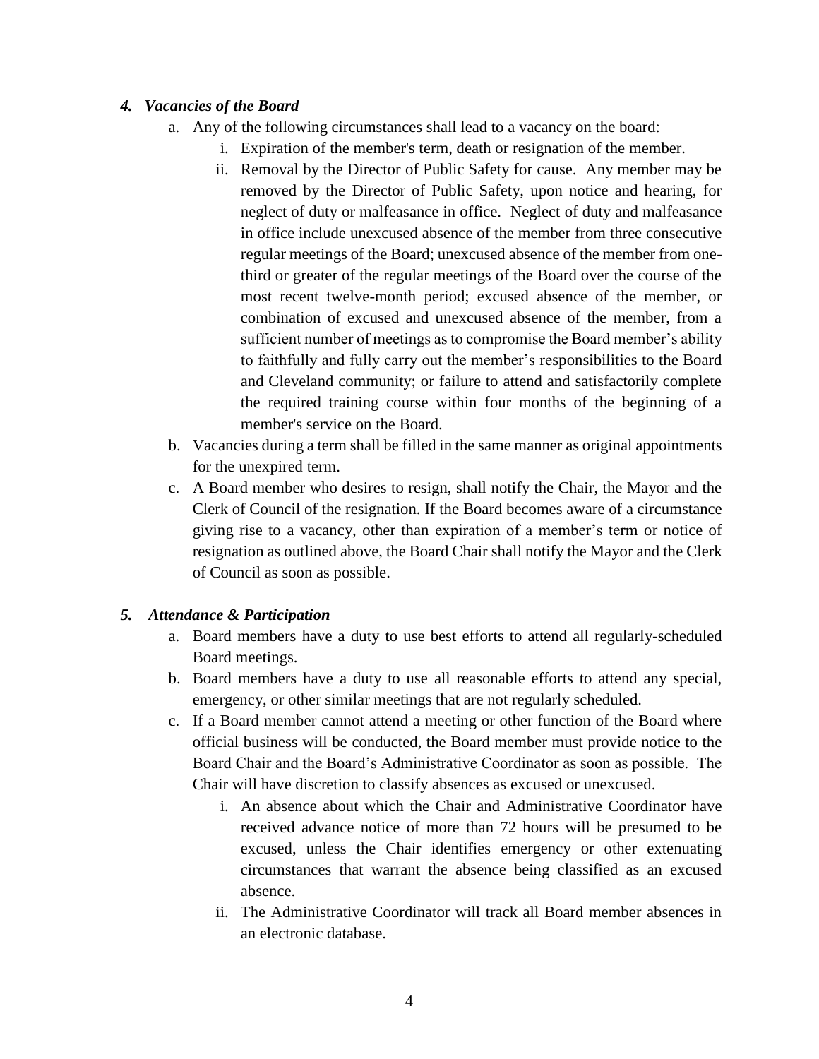### *4. Vacancies of the Board*

a. Any of the following circumstances shall lead to a vacancy on the board:
   i. Expiration of the member's term, death or resignation of the member.
   ii. Removal by the Director of Public Safety for cause. Any member may be removed by the Director of Public Safety, upon notice and hearing, for neglect of duty or malfeasance in office. Neglect of duty and malfeasance in office include unexcused absence of the member from three consecutive regular meetings of the Board; unexcused absence of the member from one-third or greater of the regular meetings of the Board over the course of the most recent twelve-month period; excused absence of the member, or combination of excused and unexcused absence of the member, from a sufficient number of meetings as to compromise the Board member's ability to faithfully and fully carry out the member's responsibilities to the Board and Cleveland community; or failure to attend and satisfactorily complete the required training course within four months of the beginning of a member's service on the Board.

b. Vacancies during a term shall be filled in the same manner as original appointments for the unexpired term.

c. A Board member who desires to resign, shall notify the Chair, the Mayor and the Clerk of Council of the resignation. If the Board becomes aware of a circumstance giving rise to a vacancy, other than expiration of a member's term or notice of resignation as outlined above, the Board Chair shall notify the Mayor and the Clerk of Council as soon as possible.

### *5. Attendance & Participation*

a. Board members have a duty to use best efforts to attend all regularly-scheduled Board meetings.

b. Board members have a duty to use all reasonable efforts to attend any special, emergency, or other similar meetings that are not regularly scheduled.

c. If a Board member cannot attend a meeting or other function of the Board where official business will be conducted, the Board member must provide notice to the Board Chair and the Board's Administrative Coordinator as soon as possible. The Chair will have discretion to classify absences as excused or unexcused.
   i. An absence about which the Chair and Administrative Coordinator have received advance notice of more than 72 hours will be presumed to be excused, unless the Chair identifies emergency or other extenuating circumstances that warrant the absence being classified as an excused absence.
   ii. The Administrative Coordinator will track all Board member absences in an electronic database.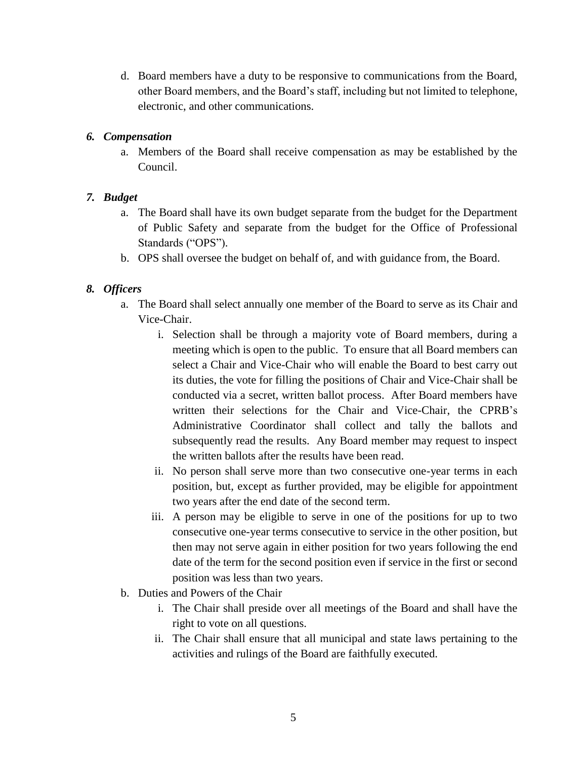d. Board members have a duty to be responsive to communications from the Board, other Board members, and the Board's staff, including but not limited to telephone, electronic, and other communications.

### *6. Compensation*

a. Members of the Board shall receive compensation as may be established by the Council.

### *7. Budget*

a. The Board shall have its own budget separate from the budget for the Department of Public Safety and separate from the budget for the Office of Professional Standards ("OPS").

b. OPS shall oversee the budget on behalf of, and with guidance from, the Board.

### *8. Officers*

a. The Board shall select annually one member of the Board to serve as its Chair and Vice-Chair.

   i. Selection shall be through a majority vote of Board members, during a meeting which is open to the public. To ensure that all Board members can select a Chair and Vice-Chair who will enable the Board to best carry out its duties, the vote for filling the positions of Chair and Vice-Chair shall be conducted via a secret, written ballot process. After Board members have written their selections for the Chair and Vice-Chair, the CPRB's Administrative Coordinator shall collect and tally the ballots and subsequently read the results. Any Board member may request to inspect the written ballots after the results have been read.

   ii. No person shall serve more than two consecutive one-year terms in each position, but, except as further provided, may be eligible for appointment two years after the end date of the second term.

   iii. A person may be eligible to serve in one of the positions for up to two consecutive one-year terms consecutive to service in the other position, but then may not serve again in either position for two years following the end date of the term for the second position even if service in the first or second position was less than two years.

b. Duties and Powers of the Chair

   i. The Chair shall preside over all meetings of the Board and shall have the right to vote on all questions.

   ii. The Chair shall ensure that all municipal and state laws pertaining to the activities and rulings of the Board are faithfully executed.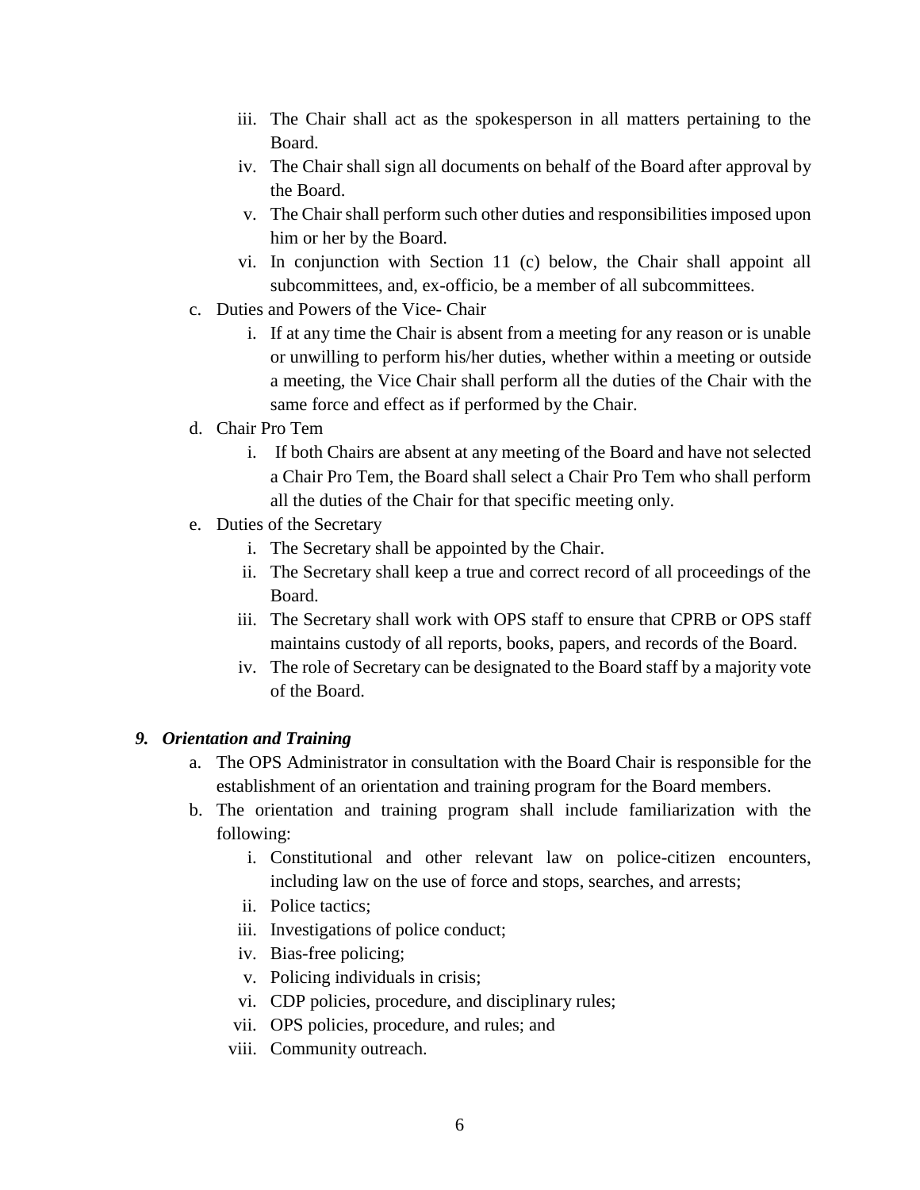iii. The Chair shall act as the spokesperson in all matters pertaining to the Board.
  iv. The Chair shall sign all documents on behalf of the Board after approval by the Board.
  v. The Chair shall perform such other duties and responsibilities imposed upon him or her by the Board.
  vi. In conjunction with Section 11 (c) below, the Chair shall appoint all subcommittees, and, ex-officio, be a member of all subcommittees.

c. Duties and Powers of the Vice- Chair
  i. If at any time the Chair is absent from a meeting for any reason or is unable or unwilling to perform his/her duties, whether within a meeting or outside a meeting, the Vice Chair shall perform all the duties of the Chair with the same force and effect as if performed by the Chair.

d. Chair Pro Tem
  i. If both Chairs are absent at any meeting of the Board and have not selected a Chair Pro Tem, the Board shall select a Chair Pro Tem who shall perform all the duties of the Chair for that specific meeting only.

e. Duties of the Secretary
  i. The Secretary shall be appointed by the Chair.
  ii. The Secretary shall keep a true and correct record of all proceedings of the Board.
  iii. The Secretary shall work with OPS staff to ensure that CPRB or OPS staff maintains custody of all reports, books, papers, and records of the Board.
  iv. The role of Secretary can be designated to the Board staff by a majority vote of the Board.

### *9. Orientation and Training*

a. The OPS Administrator in consultation with the Board Chair is responsible for the establishment of an orientation and training program for the Board members.

b. The orientation and training program shall include familiarization with the following:
  i. Constitutional and other relevant law on police-citizen encounters, including law on the use of force and stops, searches, and arrests;
  ii. Police tactics;
  iii. Investigations of police conduct;
  iv. Bias-free policing;
  v. Policing individuals in crisis;
  vi. CDP policies, procedure, and disciplinary rules;
  vii. OPS policies, procedure, and rules; and
  viii. Community outreach.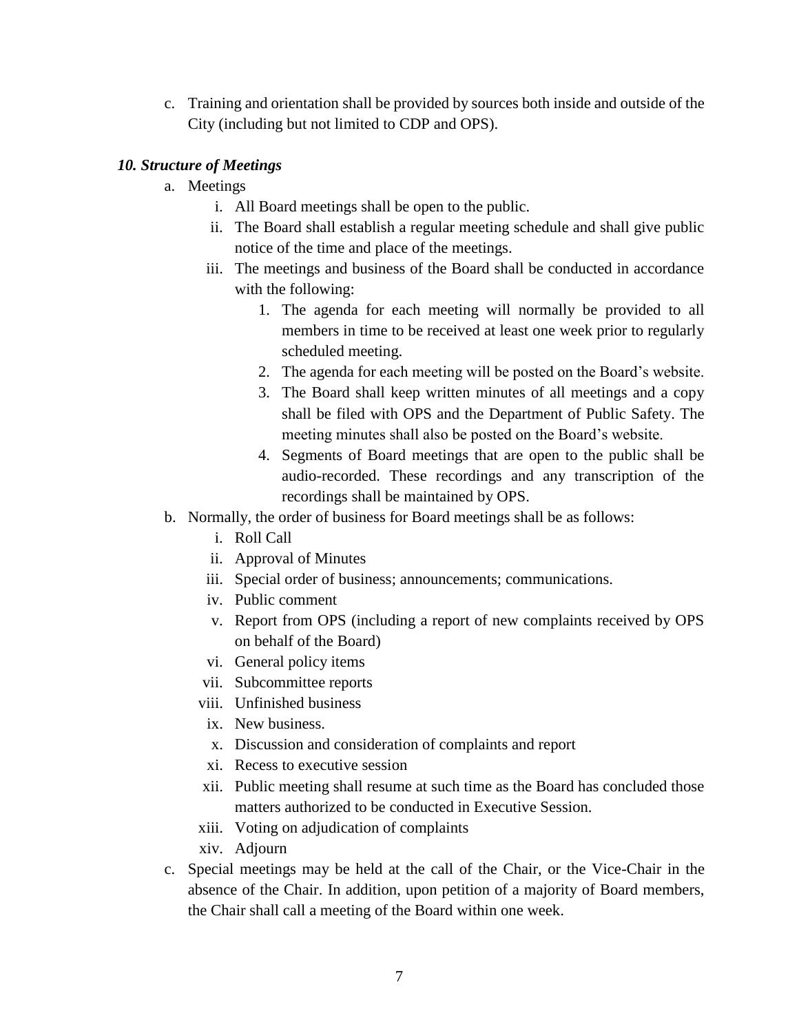c. Training and orientation shall be provided by sources both inside and outside of the City (including but not limited to CDP and OPS).

### *10. Structure of Meetings*

a. Meetings
   i. All Board meetings shall be open to the public.
   ii. The Board shall establish a regular meeting schedule and shall give public notice of the time and place of the meetings.
   iii. The meetings and business of the Board shall be conducted in accordance with the following:
      1. The agenda for each meeting will normally be provided to all members in time to be received at least one week prior to regularly scheduled meeting.
      2. The agenda for each meeting will be posted on the Board's website.
      3. The Board shall keep written minutes of all meetings and a copy shall be filed with OPS and the Department of Public Safety. The meeting minutes shall also be posted on the Board's website.
      4. Segments of Board meetings that are open to the public shall be audio-recorded. These recordings and any transcription of the recordings shall be maintained by OPS.

b. Normally, the order of business for Board meetings shall be as follows:
   i. Roll Call
   ii. Approval of Minutes
   iii. Special order of business; announcements; communications.
   iv. Public comment
   v. Report from OPS (including a report of new complaints received by OPS on behalf of the Board)
   vi. General policy items
   vii. Subcommittee reports
   viii. Unfinished business
   ix. New business.
   x. Discussion and consideration of complaints and report
   xi. Recess to executive session
   xii. Public meeting shall resume at such time as the Board has concluded those matters authorized to be conducted in Executive Session.
   xiii. Voting on adjudication of complaints
   xiv. Adjourn

c. Special meetings may be held at the call of the Chair, or the Vice-Chair in the absence of the Chair. In addition, upon petition of a majority of Board members, the Chair shall call a meeting of the Board within one week.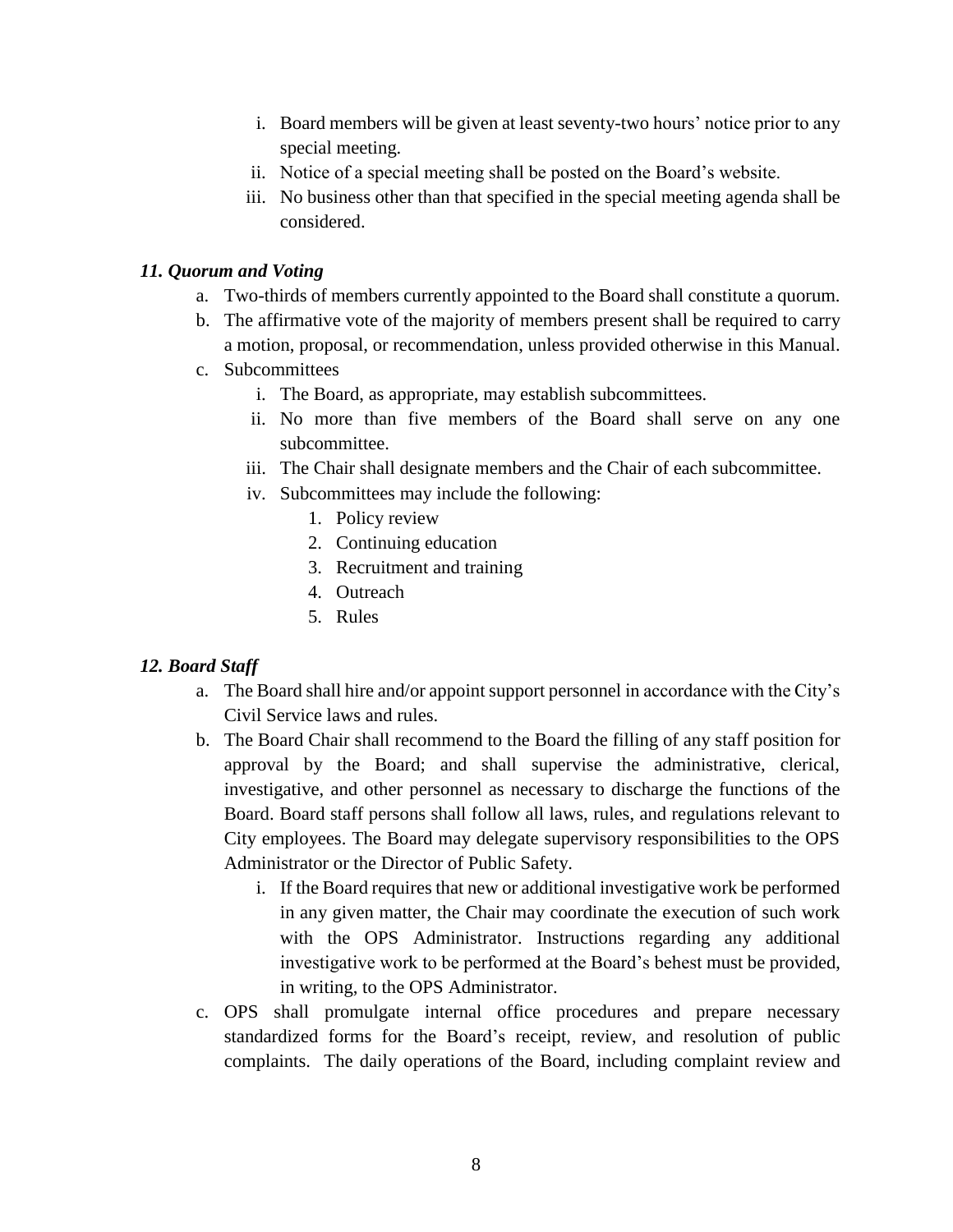i. Board members will be given at least seventy-two hours' notice prior to any special meeting.
ii. Notice of a special meeting shall be posted on the Board's website.
iii. No business other than that specified in the special meeting agenda shall be considered.

### *11. Quorum and Voting*

a. Two-thirds of members currently appointed to the Board shall constitute a quorum.
b. The affirmative vote of the majority of members present shall be required to carry a motion, proposal, or recommendation, unless provided otherwise in this Manual.
c. Subcommittees
   i. The Board, as appropriate, may establish subcommittees.
   ii. No more than five members of the Board shall serve on any one subcommittee.
   iii. The Chair shall designate members and the Chair of each subcommittee.
   iv. Subcommittees may include the following:
      1. Policy review
      2. Continuing education
      3. Recruitment and training
      4. Outreach
      5. Rules

### *12. Board Staff*

a. The Board shall hire and/or appoint support personnel in accordance with the City's Civil Service laws and rules.
b. The Board Chair shall recommend to the Board the filling of any staff position for approval by the Board; and shall supervise the administrative, clerical, investigative, and other personnel as necessary to discharge the functions of the Board. Board staff persons shall follow all laws, rules, and regulations relevant to City employees. The Board may delegate supervisory responsibilities to the OPS Administrator or the Director of Public Safety.
   i. If the Board requires that new or additional investigative work be performed in any given matter, the Chair may coordinate the execution of such work with the OPS Administrator. Instructions regarding any additional investigative work to be performed at the Board's behest must be provided, in writing, to the OPS Administrator.
c. OPS shall promulgate internal office procedures and prepare necessary standardized forms for the Board's receipt, review, and resolution of public complaints. The daily operations of the Board, including complaint review and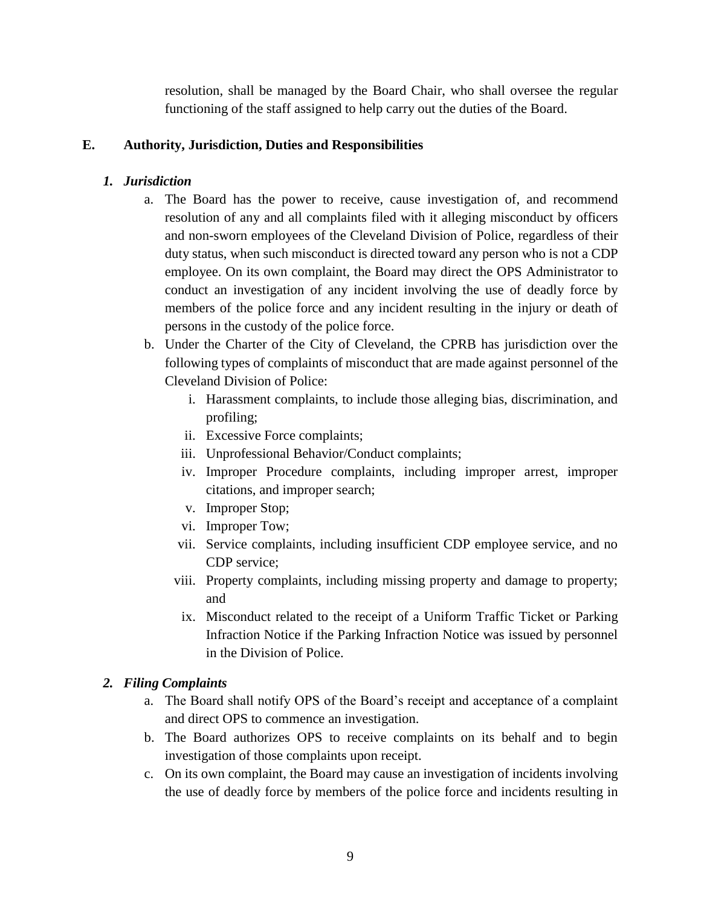resolution, shall be managed by the Board Chair, who shall oversee the regular functioning of the staff assigned to help carry out the duties of the Board.

## E. Authority, Jurisdiction, Duties and Responsibilities

### *1. Jurisdiction*

a. The Board has the power to receive, cause investigation of, and recommend resolution of any and all complaints filed with it alleging misconduct by officers and non-sworn employees of the Cleveland Division of Police, regardless of their duty status, when such misconduct is directed toward any person who is not a CDP employee. On its own complaint, the Board may direct the OPS Administrator to conduct an investigation of any incident involving the use of deadly force by members of the police force and any incident resulting in the injury or death of persons in the custody of the police force.

b. Under the Charter of the City of Cleveland, the CPRB has jurisdiction over the following types of complaints of misconduct that are made against personnel of the Cleveland Division of Police:

   i. Harassment complaints, to include those alleging bias, discrimination, and profiling;
   ii. Excessive Force complaints;
   iii. Unprofessional Behavior/Conduct complaints;
   iv. Improper Procedure complaints, including improper arrest, improper citations, and improper search;
   v. Improper Stop;
   vi. Improper Tow;
   vii. Service complaints, including insufficient CDP employee service, and no CDP service;
   viii. Property complaints, including missing property and damage to property; and
   ix. Misconduct related to the receipt of a Uniform Traffic Ticket or Parking Infraction Notice if the Parking Infraction Notice was issued by personnel in the Division of Police.

### *2. Filing Complaints*

a. The Board shall notify OPS of the Board's receipt and acceptance of a complaint and direct OPS to commence an investigation.

b. The Board authorizes OPS to receive complaints on its behalf and to begin investigation of those complaints upon receipt.

c. On its own complaint, the Board may cause an investigation of incidents involving the use of deadly force by members of the police force and incidents resulting in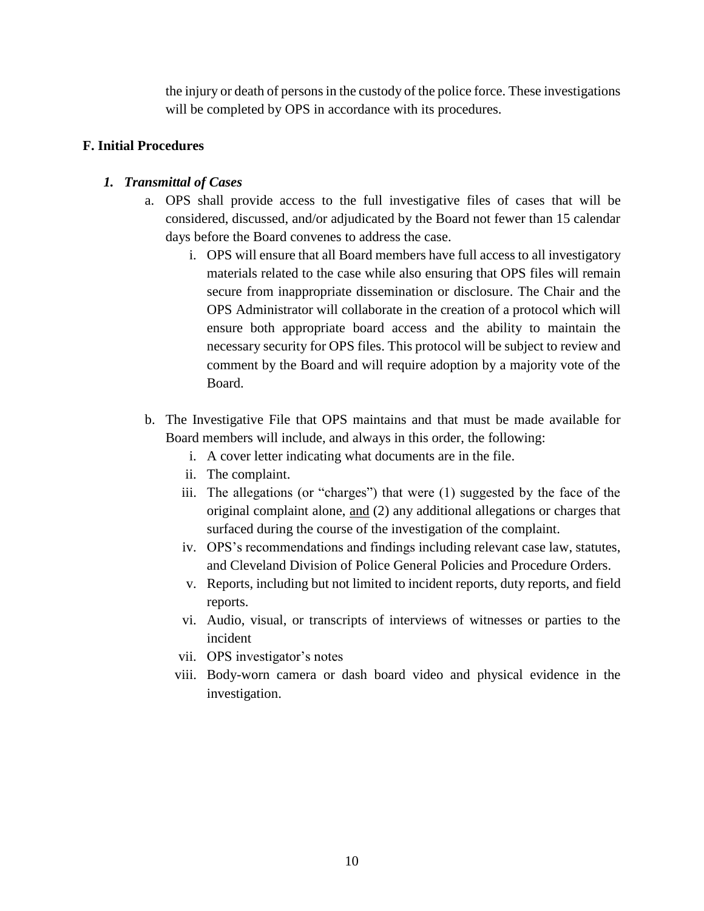the injury or death of persons in the custody of the police force. These investigations will be completed by OPS in accordance with its procedures.

### F. Initial Procedures

#### *1. Transmittal of Cases*

a. OPS shall provide access to the full investigative files of cases that will be considered, discussed, and/or adjudicated by the Board not fewer than 15 calendar days before the Board convenes to address the case.

   i. OPS will ensure that all Board members have full access to all investigatory materials related to the case while also ensuring that OPS files will remain secure from inappropriate dissemination or disclosure. The Chair and the OPS Administrator will collaborate in the creation of a protocol which will ensure both appropriate board access and the ability to maintain the necessary security for OPS files. This protocol will be subject to review and comment by the Board and will require adoption by a majority vote of the Board.

b. The Investigative File that OPS maintains and that must be made available for Board members will include, and always in this order, the following:

   i. A cover letter indicating what documents are in the file.
   ii. The complaint.
   iii. The allegations (or "charges") that were (1) suggested by the face of the original complaint alone, and (2) any additional allegations or charges that surfaced during the course of the investigation of the complaint.
   iv. OPS's recommendations and findings including relevant case law, statutes, and Cleveland Division of Police General Policies and Procedure Orders.
   v. Reports, including but not limited to incident reports, duty reports, and field reports.
   vi. Audio, visual, or transcripts of interviews of witnesses or parties to the incident
   vii. OPS investigator's notes
   viii. Body-worn camera or dash board video and physical evidence in the investigation.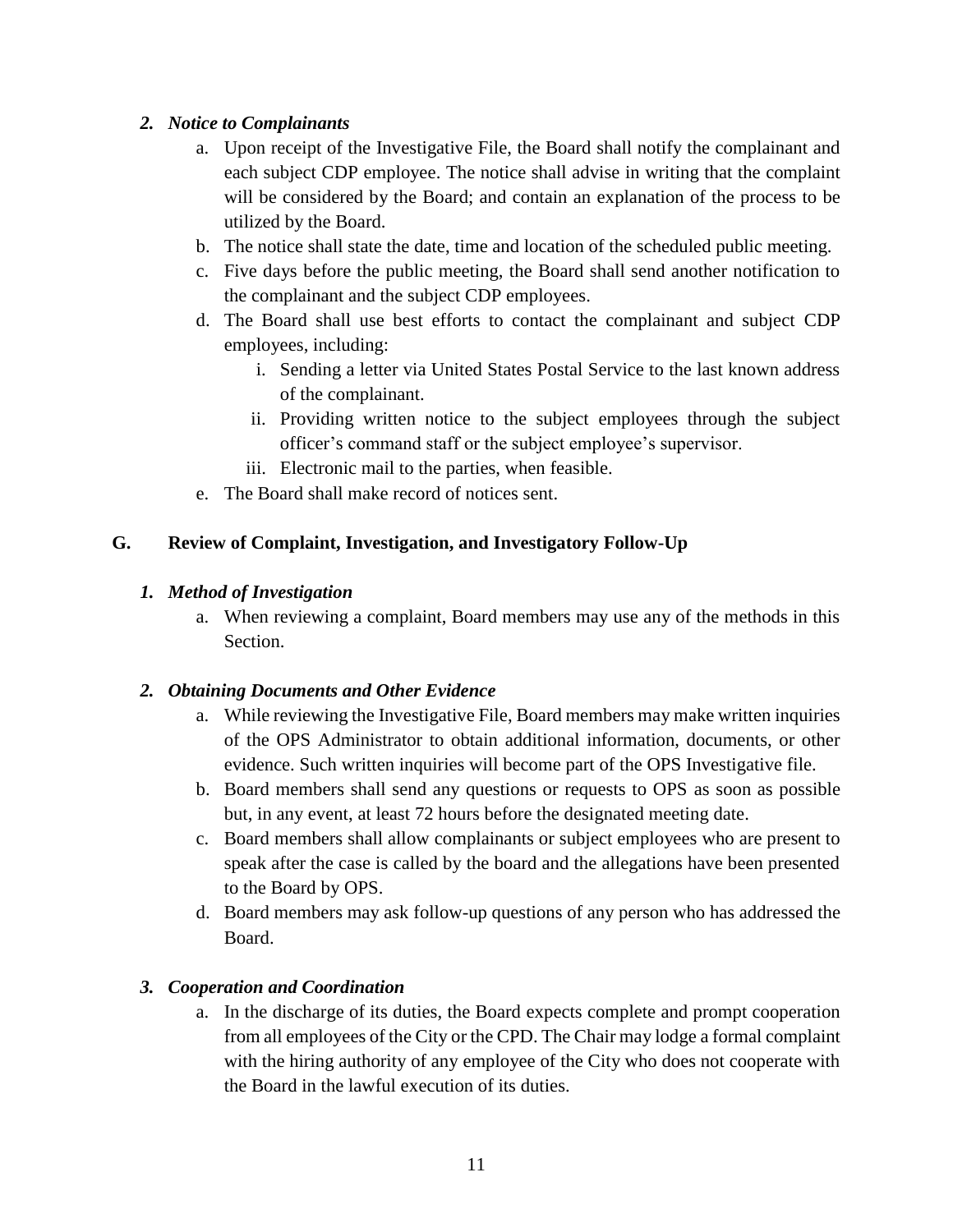### *2. Notice to Complainants*

a. Upon receipt of the Investigative File, the Board shall notify the complainant and each subject CDP employee. The notice shall advise in writing that the complaint will be considered by the Board; and contain an explanation of the process to be utilized by the Board.

b. The notice shall state the date, time and location of the scheduled public meeting.

c. Five days before the public meeting, the Board shall send another notification to the complainant and the subject CDP employees.

d. The Board shall use best efforts to contact the complainant and subject CDP employees, including:

   i. Sending a letter via United States Postal Service to the last known address of the complainant.

   ii. Providing written notice to the subject employees through the subject officer's command staff or the subject employee's supervisor.

   iii. Electronic mail to the parties, when feasible.

e. The Board shall make record of notices sent.

## G. Review of Complaint, Investigation, and Investigatory Follow-Up

### *1. Method of Investigation*

a. When reviewing a complaint, Board members may use any of the methods in this Section.

### *2. Obtaining Documents and Other Evidence*

a. While reviewing the Investigative File, Board members may make written inquiries of the OPS Administrator to obtain additional information, documents, or other evidence. Such written inquiries will become part of the OPS Investigative file.

b. Board members shall send any questions or requests to OPS as soon as possible but, in any event, at least 72 hours before the designated meeting date.

c. Board members shall allow complainants or subject employees who are present to speak after the case is called by the board and the allegations have been presented to the Board by OPS.

d. Board members may ask follow-up questions of any person who has addressed the Board.

### *3. Cooperation and Coordination*

a. In the discharge of its duties, the Board expects complete and prompt cooperation from all employees of the City or the CPD. The Chair may lodge a formal complaint with the hiring authority of any employee of the City who does not cooperate with the Board in the lawful execution of its duties.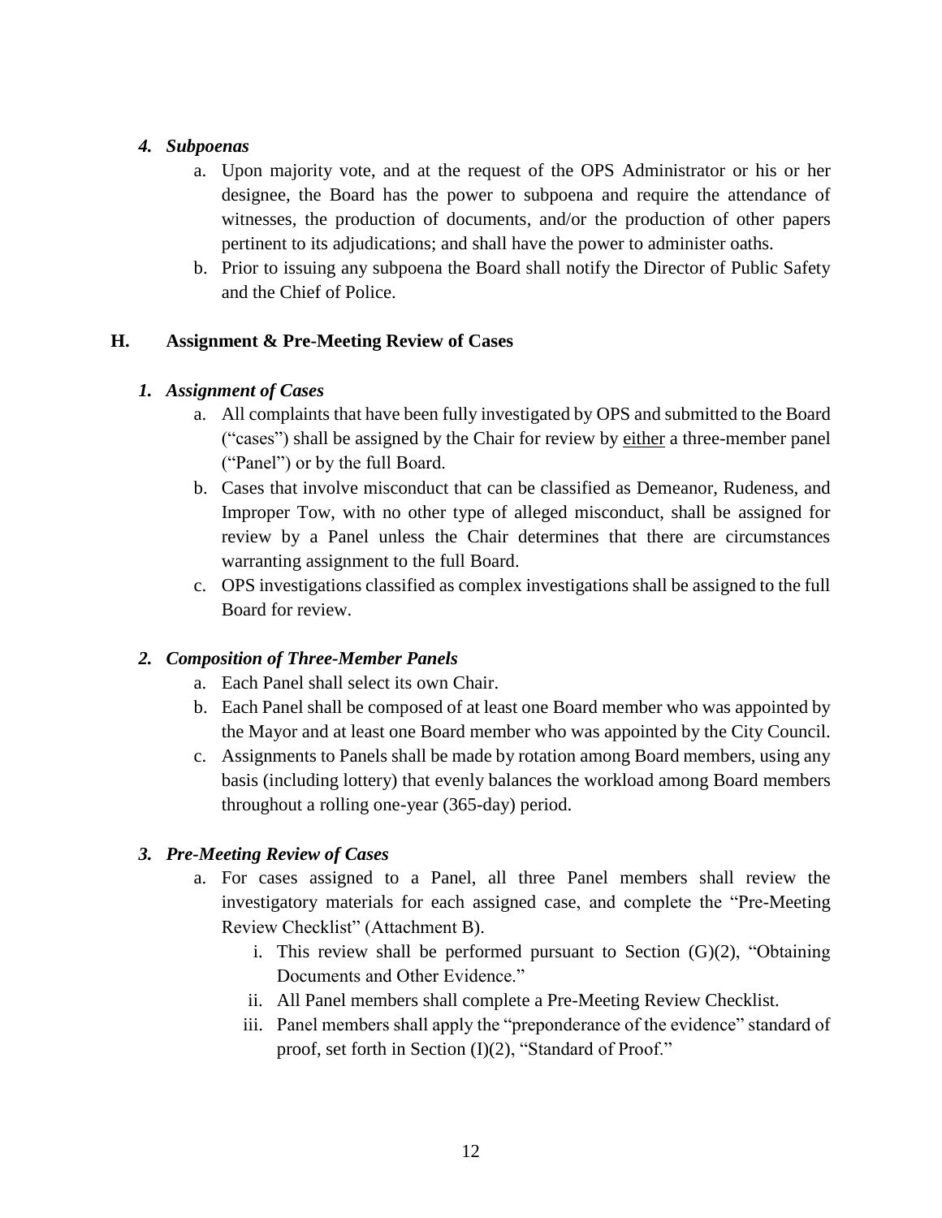### *4. Subpoenas*

a. Upon majority vote, and at the request of the OPS Administrator or his or her designee, the Board has the power to subpoena and require the attendance of witnesses, the production of documents, and/or the production of other papers pertinent to its adjudications; and shall have the power to administer oaths.

b. Prior to issuing any subpoena the Board shall notify the Director of Public Safety and the Chief of Police.

## H. Assignment & Pre-Meeting Review of Cases

### *1. Assignment of Cases*

a. All complaints that have been fully investigated by OPS and submitted to the Board ("cases") shall be assigned by the Chair for review by either a three-member panel ("Panel") or by the full Board.

b. Cases that involve misconduct that can be classified as Demeanor, Rudeness, and Improper Tow, with no other type of alleged misconduct, shall be assigned for review by a Panel unless the Chair determines that there are circumstances warranting assignment to the full Board.

c. OPS investigations classified as complex investigations shall be assigned to the full Board for review.

### *2. Composition of Three-Member Panels*

a. Each Panel shall select its own Chair.

b. Each Panel shall be composed of at least one Board member who was appointed by the Mayor and at least one Board member who was appointed by the City Council.

c. Assignments to Panels shall be made by rotation among Board members, using any basis (including lottery) that evenly balances the workload among Board members throughout a rolling one-year (365-day) period.

### *3. Pre-Meeting Review of Cases*

a. For cases assigned to a Panel, all three Panel members shall review the investigatory materials for each assigned case, and complete the "Pre-Meeting Review Checklist" (Attachment B).

   i. This review shall be performed pursuant to Section (G)(2), "Obtaining Documents and Other Evidence."

   ii. All Panel members shall complete a Pre-Meeting Review Checklist.

   iii. Panel members shall apply the "preponderance of the evidence" standard of proof, set forth in Section (I)(2), "Standard of Proof."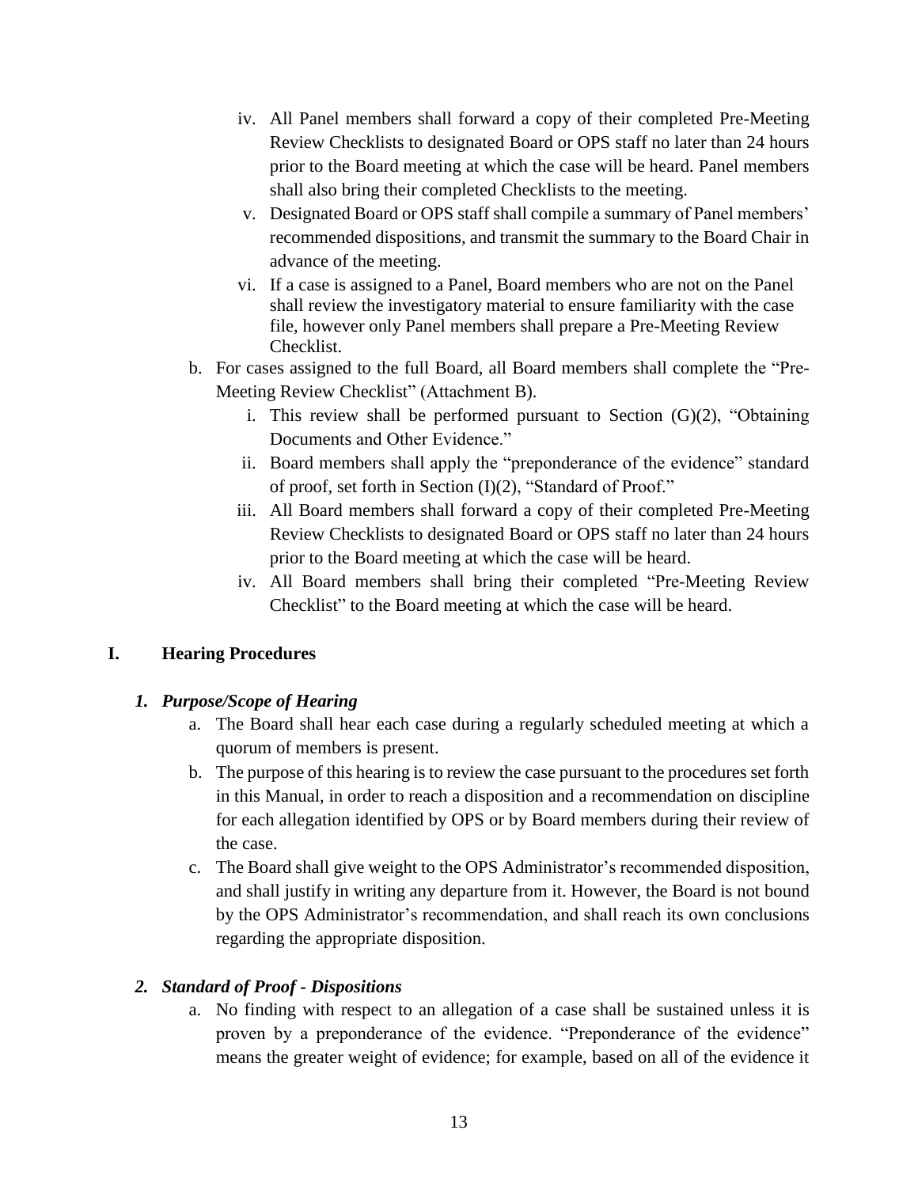iv. All Panel members shall forward a copy of their completed Pre-Meeting Review Checklists to designated Board or OPS staff no later than 24 hours prior to the Board meeting at which the case will be heard. Panel members shall also bring their completed Checklists to the meeting.

v. Designated Board or OPS staff shall compile a summary of Panel members' recommended dispositions, and transmit the summary to the Board Chair in advance of the meeting.

vi. If a case is assigned to a Panel, Board members who are not on the Panel shall review the investigatory material to ensure familiarity with the case file, however only Panel members shall prepare a Pre-Meeting Review Checklist.

b. For cases assigned to the full Board, all Board members shall complete the "Pre-Meeting Review Checklist" (Attachment B).

i. This review shall be performed pursuant to Section (G)(2), "Obtaining Documents and Other Evidence."

ii. Board members shall apply the "preponderance of the evidence" standard of proof, set forth in Section (I)(2), "Standard of Proof."

iii. All Board members shall forward a copy of their completed Pre-Meeting Review Checklists to designated Board or OPS staff no later than 24 hours prior to the Board meeting at which the case will be heard.

iv. All Board members shall bring their completed "Pre-Meeting Review Checklist" to the Board meeting at which the case will be heard.

## I. Hearing Procedures

### *1. Purpose/Scope of Hearing*

a. The Board shall hear each case during a regularly scheduled meeting at which a quorum of members is present.

b. The purpose of this hearing is to review the case pursuant to the procedures set forth in this Manual, in order to reach a disposition and a recommendation on discipline for each allegation identified by OPS or by Board members during their review of the case.

c. The Board shall give weight to the OPS Administrator's recommended disposition, and shall justify in writing any departure from it. However, the Board is not bound by the OPS Administrator's recommendation, and shall reach its own conclusions regarding the appropriate disposition.

### *2. Standard of Proof - Dispositions*

a. No finding with respect to an allegation of a case shall be sustained unless it is proven by a preponderance of the evidence. "Preponderance of the evidence" means the greater weight of evidence; for example, based on all of the evidence it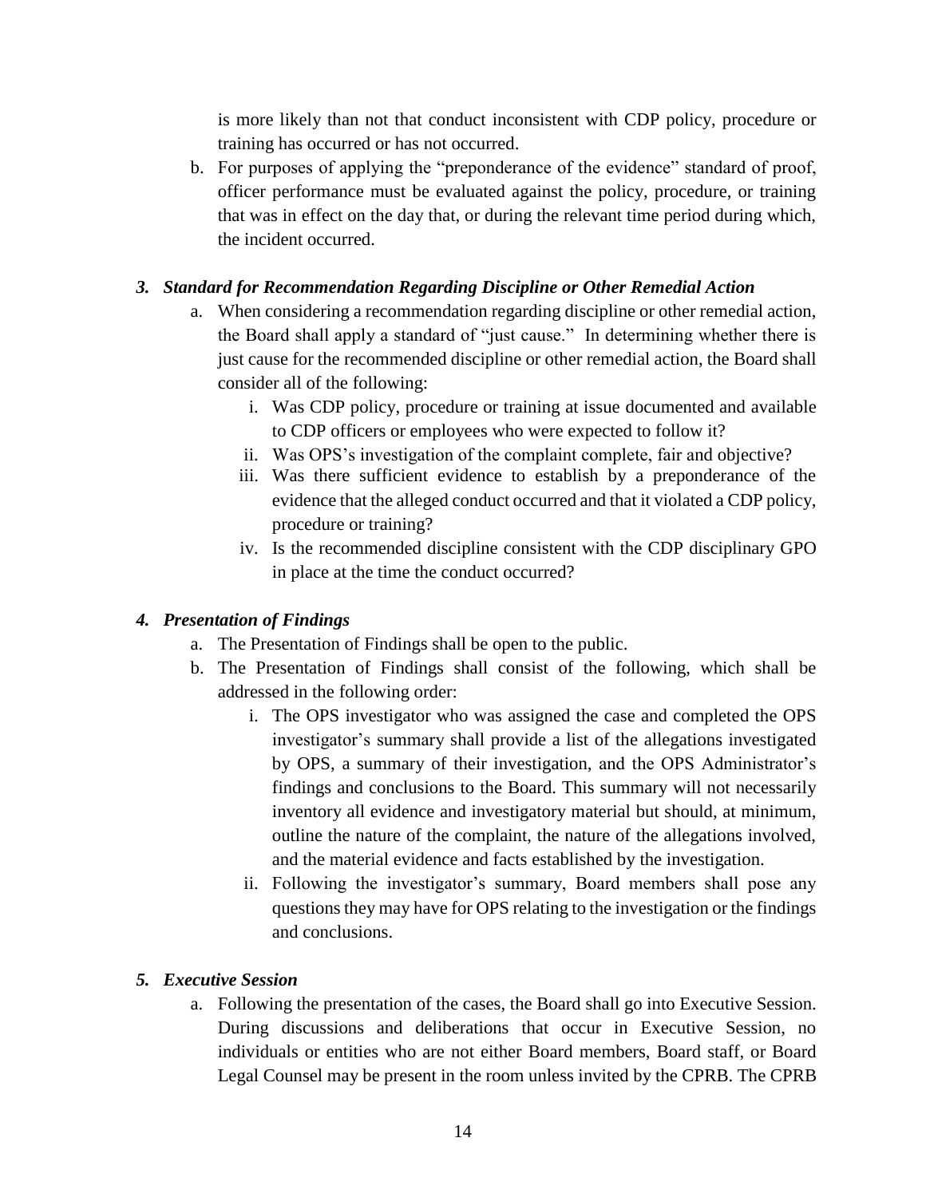is more likely than not that conduct inconsistent with CDP policy, procedure or training has occurred or has not occurred.

b. For purposes of applying the "preponderance of the evidence" standard of proof, officer performance must be evaluated against the policy, procedure, or training that was in effect on the day that, or during the relevant time period during which, the incident occurred.

### *3. Standard for Recommendation Regarding Discipline or Other Remedial Action*

a. When considering a recommendation regarding discipline or other remedial action, the Board shall apply a standard of "just cause." In determining whether there is just cause for the recommended discipline or other remedial action, the Board shall consider all of the following:

   i. Was CDP policy, procedure or training at issue documented and available to CDP officers or employees who were expected to follow it?

   ii. Was OPS's investigation of the complaint complete, fair and objective?

   iii. Was there sufficient evidence to establish by a preponderance of the evidence that the alleged conduct occurred and that it violated a CDP policy, procedure or training?

   iv. Is the recommended discipline consistent with the CDP disciplinary GPO in place at the time the conduct occurred?

### *4. Presentation of Findings*

a. The Presentation of Findings shall be open to the public.

b. The Presentation of Findings shall consist of the following, which shall be addressed in the following order:

   i. The OPS investigator who was assigned the case and completed the OPS investigator's summary shall provide a list of the allegations investigated by OPS, a summary of their investigation, and the OPS Administrator's findings and conclusions to the Board. This summary will not necessarily inventory all evidence and investigatory material but should, at minimum, outline the nature of the complaint, the nature of the allegations involved, and the material evidence and facts established by the investigation.

   ii. Following the investigator's summary, Board members shall pose any questions they may have for OPS relating to the investigation or the findings and conclusions.

### *5. Executive Session*

a. Following the presentation of the cases, the Board shall go into Executive Session. During discussions and deliberations that occur in Executive Session, no individuals or entities who are not either Board members, Board staff, or Board Legal Counsel may be present in the room unless invited by the CPRB. The CPRB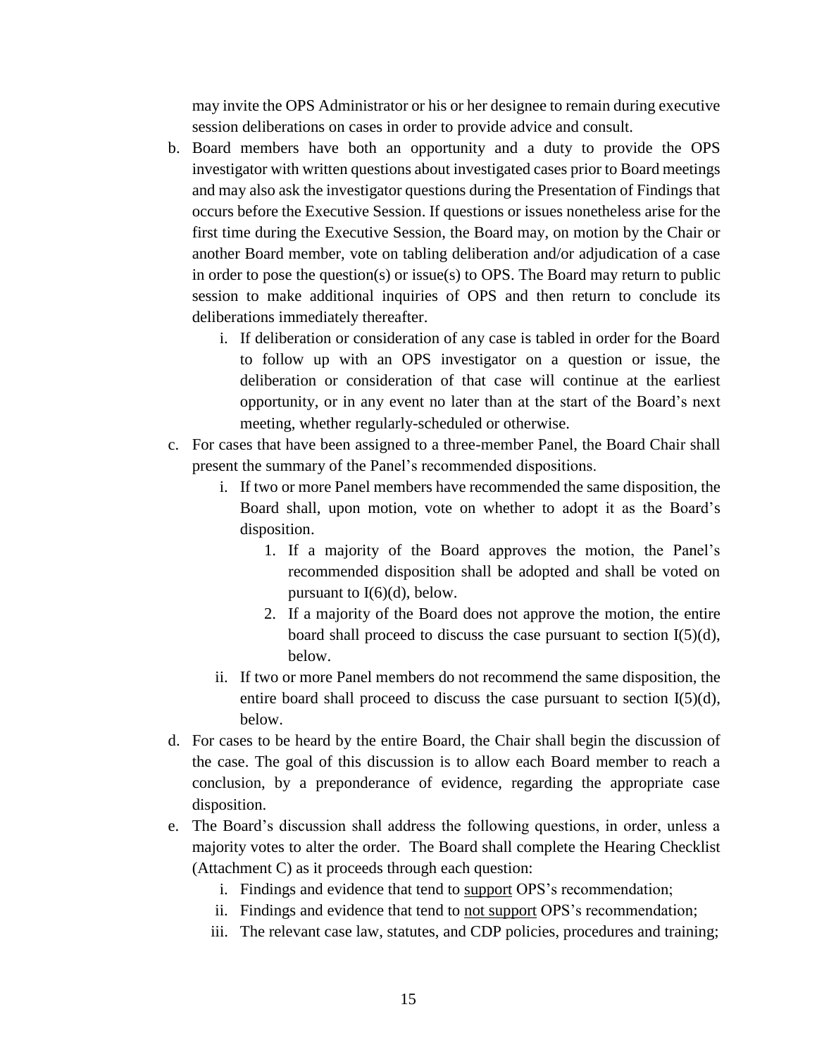may invite the OPS Administrator or his or her designee to remain during executive session deliberations on cases in order to provide advice and consult.

b. Board members have both an opportunity and a duty to provide the OPS investigator with written questions about investigated cases prior to Board meetings and may also ask the investigator questions during the Presentation of Findings that occurs before the Executive Session. If questions or issues nonetheless arise for the first time during the Executive Session, the Board may, on motion by the Chair or another Board member, vote on tabling deliberation and/or adjudication of a case in order to pose the question(s) or issue(s) to OPS. The Board may return to public session to make additional inquiries of OPS and then return to conclude its deliberations immediately thereafter.
    i. If deliberation or consideration of any case is tabled in order for the Board to follow up with an OPS investigator on a question or issue, the deliberation or consideration of that case will continue at the earliest opportunity, or in any event no later than at the start of the Board's next meeting, whether regularly-scheduled or otherwise.

c. For cases that have been assigned to a three-member Panel, the Board Chair shall present the summary of the Panel's recommended dispositions.
    i. If two or more Panel members have recommended the same disposition, the Board shall, upon motion, vote on whether to adopt it as the Board's disposition.
        1. If a majority of the Board approves the motion, the Panel's recommended disposition shall be adopted and shall be voted on pursuant to I(6)(d), below.
        2. If a majority of the Board does not approve the motion, the entire board shall proceed to discuss the case pursuant to section I(5)(d), below.
    ii. If two or more Panel members do not recommend the same disposition, the entire board shall proceed to discuss the case pursuant to section I(5)(d), below.

d. For cases to be heard by the entire Board, the Chair shall begin the discussion of the case. The goal of this discussion is to allow each Board member to reach a conclusion, by a preponderance of evidence, regarding the appropriate case disposition.

e. The Board's discussion shall address the following questions, in order, unless a majority votes to alter the order. The Board shall complete the Hearing Checklist (Attachment C) as it proceeds through each question:
    i. Findings and evidence that tend to <u>support</u> OPS's recommendation;
    ii. Findings and evidence that tend to <u>not support</u> OPS's recommendation;
    iii. The relevant case law, statutes, and CDP policies, procedures and training;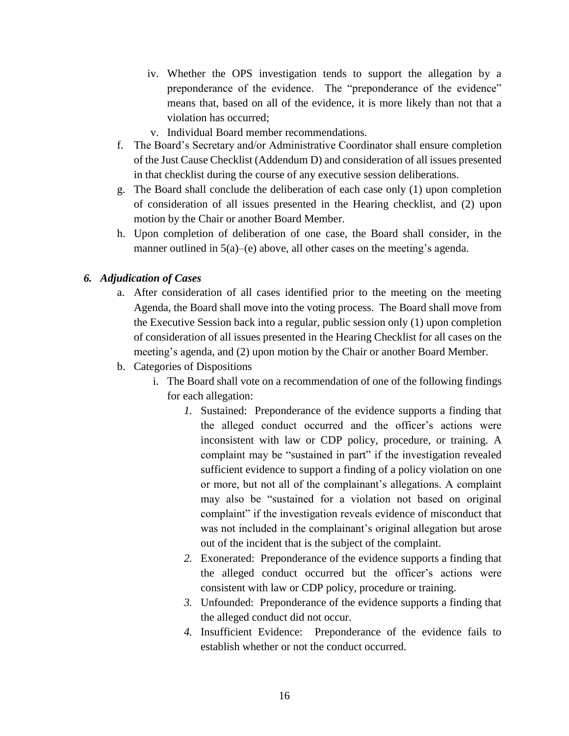iv. Whether the OPS investigation tends to support the allegation by a preponderance of the evidence. The "preponderance of the evidence" means that, based on all of the evidence, it is more likely than not that a violation has occurred;

v. Individual Board member recommendations.

f. The Board's Secretary and/or Administrative Coordinator shall ensure completion of the Just Cause Checklist (Addendum D) and consideration of all issues presented in that checklist during the course of any executive session deliberations.

g. The Board shall conclude the deliberation of each case only (1) upon completion of consideration of all issues presented in the Hearing checklist, and (2) upon motion by the Chair or another Board Member.

h. Upon completion of deliberation of one case, the Board shall consider, in the manner outlined in 5(a)–(e) above, all other cases on the meeting's agenda.

### *6. Adjudication of Cases*

a. After consideration of all cases identified prior to the meeting on the meeting Agenda, the Board shall move into the voting process. The Board shall move from the Executive Session back into a regular, public session only (1) upon completion of consideration of all issues presented in the Hearing Checklist for all cases on the meeting's agenda, and (2) upon motion by the Chair or another Board Member.

b. Categories of Dispositions

   i. The Board shall vote on a recommendation of one of the following findings for each allegation:

      *1.* Sustained: Preponderance of the evidence supports a finding that the alleged conduct occurred and the officer's actions were inconsistent with law or CDP policy, procedure, or training. A complaint may be "sustained in part" if the investigation revealed sufficient evidence to support a finding of a policy violation on one or more, but not all of the complainant's allegations. A complaint may also be "sustained for a violation not based on original complaint" if the investigation reveals evidence of misconduct that was not included in the complainant's original allegation but arose out of the incident that is the subject of the complaint.

      *2.* Exonerated: Preponderance of the evidence supports a finding that the alleged conduct occurred but the officer's actions were consistent with law or CDP policy, procedure or training.

      *3.* Unfounded: Preponderance of the evidence supports a finding that the alleged conduct did not occur.

      *4.* Insufficient Evidence: Preponderance of the evidence fails to establish whether or not the conduct occurred.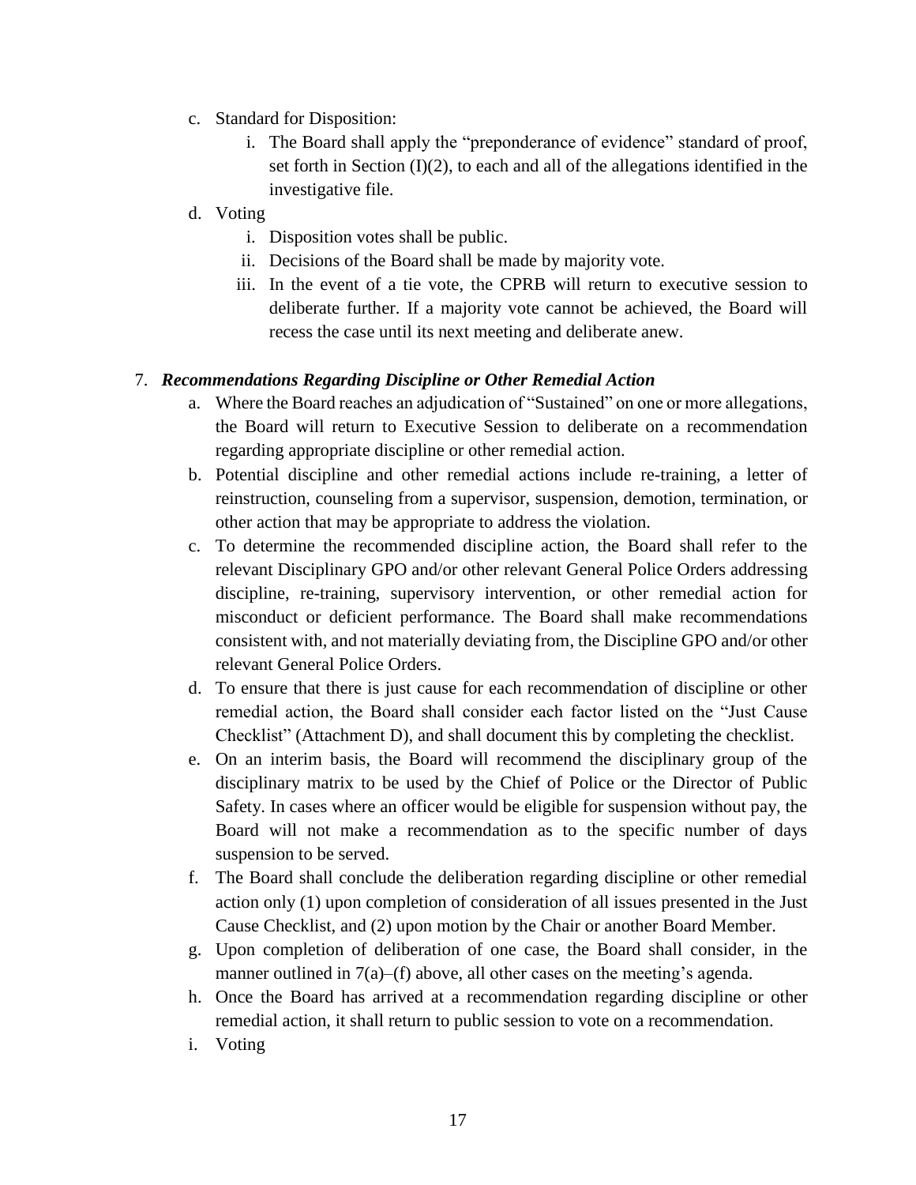c. Standard for Disposition:
   i. The Board shall apply the "preponderance of evidence" standard of proof, set forth in Section (I)(2), to each and all of the allegations identified in the investigative file.

d. Voting
   i. Disposition votes shall be public.
   ii. Decisions of the Board shall be made by majority vote.
   iii. In the event of a tie vote, the CPRB will return to executive session to deliberate further. If a majority vote cannot be achieved, the Board will recess the case until its next meeting and deliberate anew.

7. ***Recommendations Regarding Discipline or Other Remedial Action***
   a. Where the Board reaches an adjudication of "Sustained" on one or more allegations, the Board will return to Executive Session to deliberate on a recommendation regarding appropriate discipline or other remedial action.
   b. Potential discipline and other remedial actions include re-training, a letter of reinstruction, counseling from a supervisor, suspension, demotion, termination, or other action that may be appropriate to address the violation.
   c. To determine the recommended discipline action, the Board shall refer to the relevant Disciplinary GPO and/or other relevant General Police Orders addressing discipline, re-training, supervisory intervention, or other remedial action for misconduct or deficient performance. The Board shall make recommendations consistent with, and not materially deviating from, the Discipline GPO and/or other relevant General Police Orders.
   d. To ensure that there is just cause for each recommendation of discipline or other remedial action, the Board shall consider each factor listed on the "Just Cause Checklist" (Attachment D), and shall document this by completing the checklist.
   e. On an interim basis, the Board will recommend the disciplinary group of the disciplinary matrix to be used by the Chief of Police or the Director of Public Safety. In cases where an officer would be eligible for suspension without pay, the Board will not make a recommendation as to the specific number of days suspension to be served.
   f. The Board shall conclude the deliberation regarding discipline or other remedial action only (1) upon completion of consideration of all issues presented in the Just Cause Checklist, and (2) upon motion by the Chair or another Board Member.
   g. Upon completion of deliberation of one case, the Board shall consider, in the manner outlined in 7(a)–(f) above, all other cases on the meeting's agenda.
   h. Once the Board has arrived at a recommendation regarding discipline or other remedial action, it shall return to public session to vote on a recommendation.
   i. Voting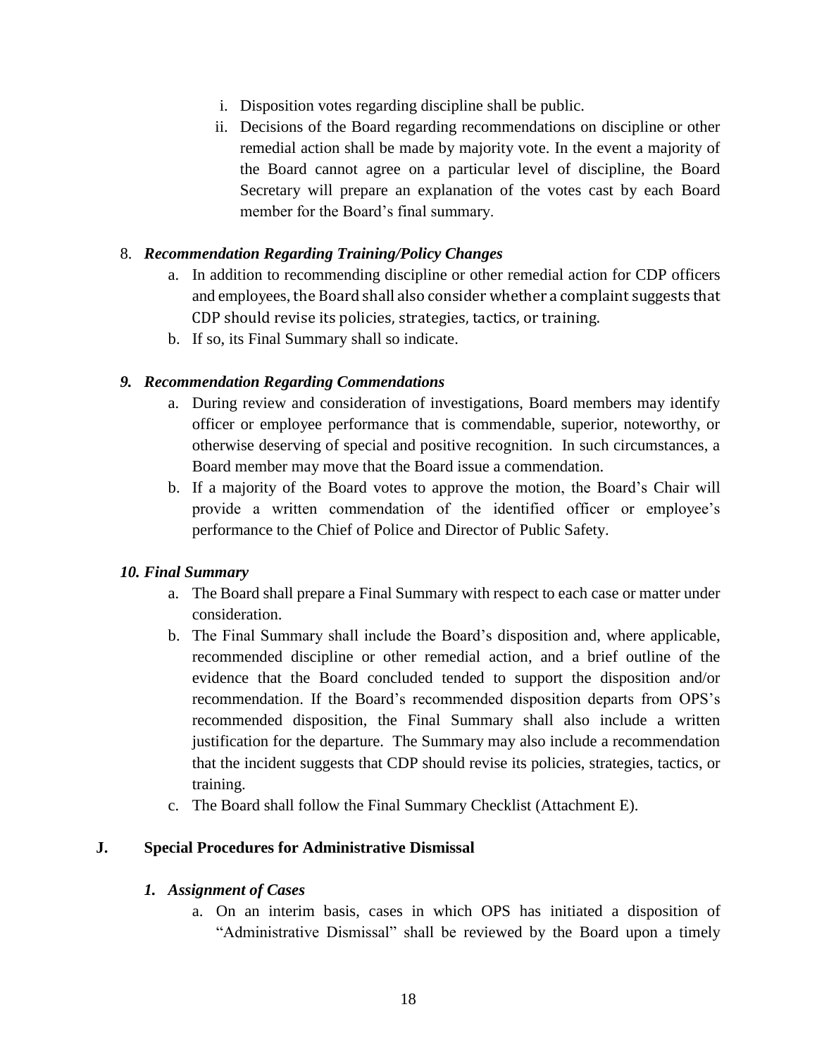i. Disposition votes regarding discipline shall be public.
ii. Decisions of the Board regarding recommendations on discipline or other remedial action shall be made by majority vote. In the event a majority of the Board cannot agree on a particular level of discipline, the Board Secretary will prepare an explanation of the votes cast by each Board member for the Board's final summary.

8. ***Recommendation Regarding Training/Policy Changes***
   a. In addition to recommending discipline or other remedial action for CDP officers and employees, the Board shall also consider whether a complaint suggests that CDP should revise its policies, strategies, tactics, or training.
   b. If so, its Final Summary shall so indicate.

***9. Recommendation Regarding Commendations***
   a. During review and consideration of investigations, Board members may identify officer or employee performance that is commendable, superior, noteworthy, or otherwise deserving of special and positive recognition. In such circumstances, a Board member may move that the Board issue a commendation.
   b. If a majority of the Board votes to approve the motion, the Board's Chair will provide a written commendation of the identified officer or employee's performance to the Chief of Police and Director of Public Safety.

***10. Final Summary***
   a. The Board shall prepare a Final Summary with respect to each case or matter under consideration.
   b. The Final Summary shall include the Board's disposition and, where applicable, recommended discipline or other remedial action, and a brief outline of the evidence that the Board concluded tended to support the disposition and/or recommendation. If the Board's recommended disposition departs from OPS's recommended disposition, the Final Summary shall also include a written justification for the departure. The Summary may also include a recommendation that the incident suggests that CDP should revise its policies, strategies, tactics, or training.
   c. The Board shall follow the Final Summary Checklist (Attachment E).

**J. Special Procedures for Administrative Dismissal**

***1. Assignment of Cases***
   a. On an interim basis, cases in which OPS has initiated a disposition of "Administrative Dismissal" shall be reviewed by the Board upon a timely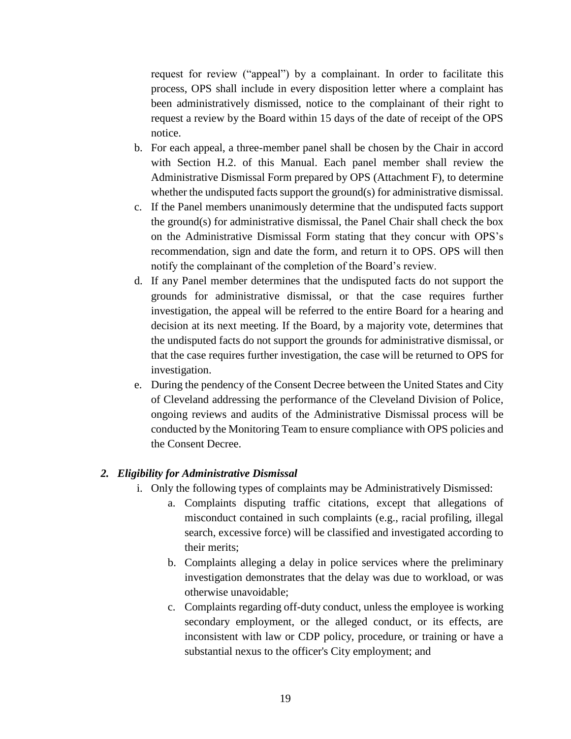request for review ("appeal") by a complainant. In order to facilitate this process, OPS shall include in every disposition letter where a complaint has been administratively dismissed, notice to the complainant of their right to request a review by the Board within 15 days of the date of receipt of the OPS notice.

b. For each appeal, a three-member panel shall be chosen by the Chair in accord with Section H.2. of this Manual. Each panel member shall review the Administrative Dismissal Form prepared by OPS (Attachment F), to determine whether the undisputed facts support the ground(s) for administrative dismissal.

c. If the Panel members unanimously determine that the undisputed facts support the ground(s) for administrative dismissal, the Panel Chair shall check the box on the Administrative Dismissal Form stating that they concur with OPS's recommendation, sign and date the form, and return it to OPS. OPS will then notify the complainant of the completion of the Board's review.

d. If any Panel member determines that the undisputed facts do not support the grounds for administrative dismissal, or that the case requires further investigation, the appeal will be referred to the entire Board for a hearing and decision at its next meeting. If the Board, by a majority vote, determines that the undisputed facts do not support the grounds for administrative dismissal, or that the case requires further investigation, the case will be returned to OPS for investigation.

e. During the pendency of the Consent Decree between the United States and City of Cleveland addressing the performance of the Cleveland Division of Police, ongoing reviews and audits of the Administrative Dismissal process will be conducted by the Monitoring Team to ensure compliance with OPS policies and the Consent Decree.

### *2. Eligibility for Administrative Dismissal*

i. Only the following types of complaints may be Administratively Dismissed:

   a. Complaints disputing traffic citations, except that allegations of misconduct contained in such complaints (e.g., racial profiling, illegal search, excessive force) will be classified and investigated according to their merits;

   b. Complaints alleging a delay in police services where the preliminary investigation demonstrates that the delay was due to workload, or was otherwise unavoidable;

   c. Complaints regarding off-duty conduct, unless the employee is working secondary employment, or the alleged conduct, or its effects, are inconsistent with law or CDP policy, procedure, or training or have a substantial nexus to the officer's City employment; and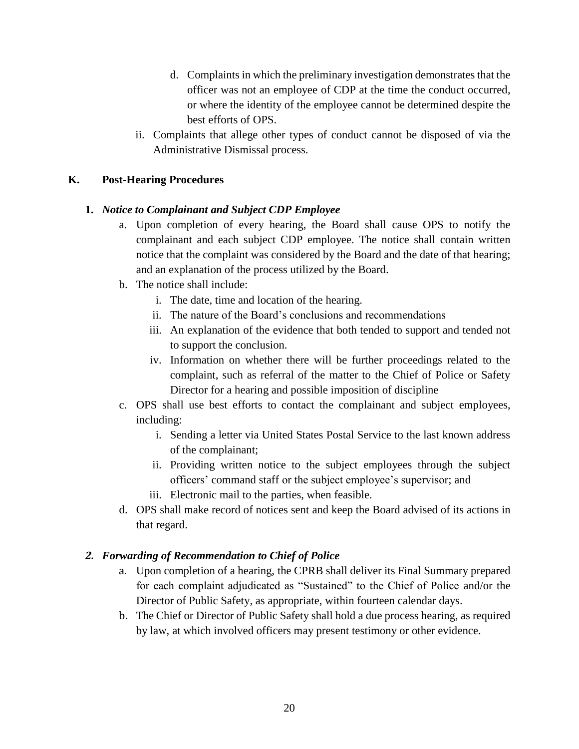d. Complaints in which the preliminary investigation demonstrates that the officer was not an employee of CDP at the time the conduct occurred, or where the identity of the employee cannot be determined despite the best efforts of OPS.

ii. Complaints that allege other types of conduct cannot be disposed of via the Administrative Dismissal process.

## K. Post-Hearing Procedures

### 1. *Notice to Complainant and Subject CDP Employee*

a. Upon completion of every hearing, the Board shall cause OPS to notify the complainant and each subject CDP employee. The notice shall contain written notice that the complaint was considered by the Board and the date of that hearing; and an explanation of the process utilized by the Board.

b. The notice shall include:
   - i. The date, time and location of the hearing.
   - ii. The nature of the Board's conclusions and recommendations
   - iii. An explanation of the evidence that both tended to support and tended not to support the conclusion.
   - iv. Information on whether there will be further proceedings related to the complaint, such as referral of the matter to the Chief of Police or Safety Director for a hearing and possible imposition of discipline

c. OPS shall use best efforts to contact the complainant and subject employees, including:
   - i. Sending a letter via United States Postal Service to the last known address of the complainant;
   - ii. Providing written notice to the subject employees through the subject officers' command staff or the subject employee's supervisor; and
   - iii. Electronic mail to the parties, when feasible.

d. OPS shall make record of notices sent and keep the Board advised of its actions in that regard.

### 2. *Forwarding of Recommendation to Chief of Police*

a. Upon completion of a hearing, the CPRB shall deliver its Final Summary prepared for each complaint adjudicated as "Sustained" to the Chief of Police and/or the Director of Public Safety, as appropriate, within fourteen calendar days.

b. The Chief or Director of Public Safety shall hold a due process hearing, as required by law, at which involved officers may present testimony or other evidence.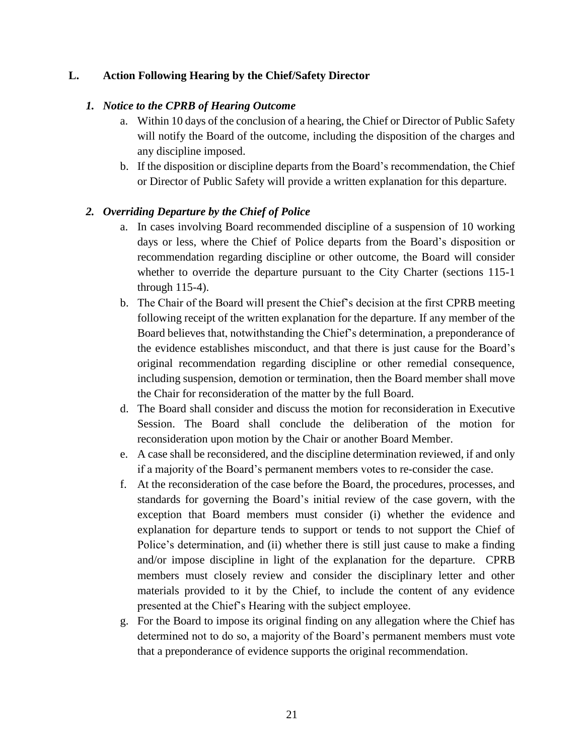## L. Action Following Hearing by the Chief/Safety Director

### *1. Notice to the CPRB of Hearing Outcome*

a. Within 10 days of the conclusion of a hearing, the Chief or Director of Public Safety will notify the Board of the outcome, including the disposition of the charges and any discipline imposed.

b. If the disposition or discipline departs from the Board's recommendation, the Chief or Director of Public Safety will provide a written explanation for this departure.

### *2. Overriding Departure by the Chief of Police*

a. In cases involving Board recommended discipline of a suspension of 10 working days or less, where the Chief of Police departs from the Board's disposition or recommendation regarding discipline or other outcome, the Board will consider whether to override the departure pursuant to the City Charter (sections 115-1 through 115-4).

b. The Chair of the Board will present the Chief's decision at the first CPRB meeting following receipt of the written explanation for the departure. If any member of the Board believes that, notwithstanding the Chief's determination, a preponderance of the evidence establishes misconduct, and that there is just cause for the Board's original recommendation regarding discipline or other remedial consequence, including suspension, demotion or termination, then the Board member shall move the Chair for reconsideration of the matter by the full Board.

d. The Board shall consider and discuss the motion for reconsideration in Executive Session. The Board shall conclude the deliberation of the motion for reconsideration upon motion by the Chair or another Board Member.

e. A case shall be reconsidered, and the discipline determination reviewed, if and only if a majority of the Board's permanent members votes to re-consider the case.

f. At the reconsideration of the case before the Board, the procedures, processes, and standards for governing the Board's initial review of the case govern, with the exception that Board members must consider (i) whether the evidence and explanation for departure tends to support or tends to not support the Chief of Police's determination, and (ii) whether there is still just cause to make a finding and/or impose discipline in light of the explanation for the departure. CPRB members must closely review and consider the disciplinary letter and other materials provided to it by the Chief, to include the content of any evidence presented at the Chief's Hearing with the subject employee.

g. For the Board to impose its original finding on any allegation where the Chief has determined not to do so, a majority of the Board's permanent members must vote that a preponderance of evidence supports the original recommendation.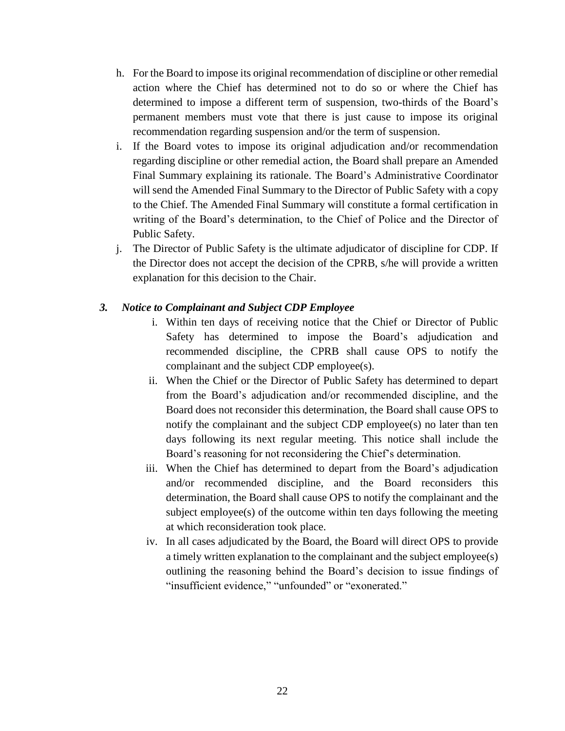h. For the Board to impose its original recommendation of discipline or other remedial action where the Chief has determined not to do so or where the Chief has determined to impose a different term of suspension, two-thirds of the Board's permanent members must vote that there is just cause to impose its original recommendation regarding suspension and/or the term of suspension.

i. If the Board votes to impose its original adjudication and/or recommendation regarding discipline or other remedial action, the Board shall prepare an Amended Final Summary explaining its rationale. The Board's Administrative Coordinator will send the Amended Final Summary to the Director of Public Safety with a copy to the Chief. The Amended Final Summary will constitute a formal certification in writing of the Board's determination, to the Chief of Police and the Director of Public Safety.

j. The Director of Public Safety is the ultimate adjudicator of discipline for CDP. If the Director does not accept the decision of the CPRB, s/he will provide a written explanation for this decision to the Chair.

### *3. Notice to Complainant and Subject CDP Employee*

i. Within ten days of receiving notice that the Chief or Director of Public Safety has determined to impose the Board's adjudication and recommended discipline, the CPRB shall cause OPS to notify the complainant and the subject CDP employee(s).

ii. When the Chief or the Director of Public Safety has determined to depart from the Board's adjudication and/or recommended discipline, and the Board does not reconsider this determination, the Board shall cause OPS to notify the complainant and the subject CDP employee(s) no later than ten days following its next regular meeting. This notice shall include the Board's reasoning for not reconsidering the Chief's determination.

iii. When the Chief has determined to depart from the Board's adjudication and/or recommended discipline, and the Board reconsiders this determination, the Board shall cause OPS to notify the complainant and the subject employee(s) of the outcome within ten days following the meeting at which reconsideration took place.

iv. In all cases adjudicated by the Board, the Board will direct OPS to provide a timely written explanation to the complainant and the subject employee(s) outlining the reasoning behind the Board's decision to issue findings of "insufficient evidence," "unfounded" or "exonerated."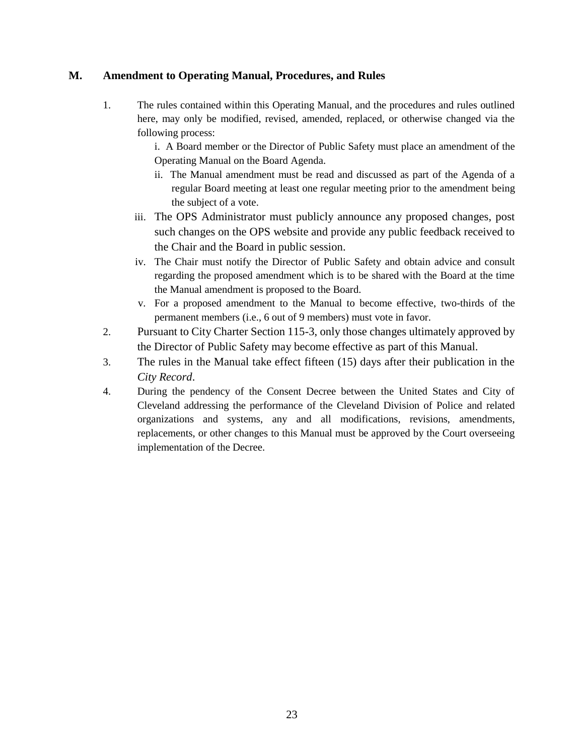## M. Amendment to Operating Manual, Procedures, and Rules

1. The rules contained within this Operating Manual, and the procedures and rules outlined here, may only be modified, revised, amended, replaced, or otherwise changed via the following process:

   i. A Board member or the Director of Public Safety must place an amendment of the Operating Manual on the Board Agenda.

   ii. The Manual amendment must be read and discussed as part of the Agenda of a regular Board meeting at least one regular meeting prior to the amendment being the subject of a vote.

   iii. The OPS Administrator must publicly announce any proposed changes, post such changes on the OPS website and provide any public feedback received to the Chair and the Board in public session.

   iv. The Chair must notify the Director of Public Safety and obtain advice and consult regarding the proposed amendment which is to be shared with the Board at the time the Manual amendment is proposed to the Board.

   v. For a proposed amendment to the Manual to become effective, two-thirds of the permanent members (i.e., 6 out of 9 members) must vote in favor.

2. Pursuant to City Charter Section 115-3, only those changes ultimately approved by the Director of Public Safety may become effective as part of this Manual.

3. The rules in the Manual take effect fifteen (15) days after their publication in the *City Record*.

4. During the pendency of the Consent Decree between the United States and City of Cleveland addressing the performance of the Cleveland Division of Police and related organizations and systems, any and all modifications, revisions, amendments, replacements, or other changes to this Manual must be approved by the Court overseeing implementation of the Decree.